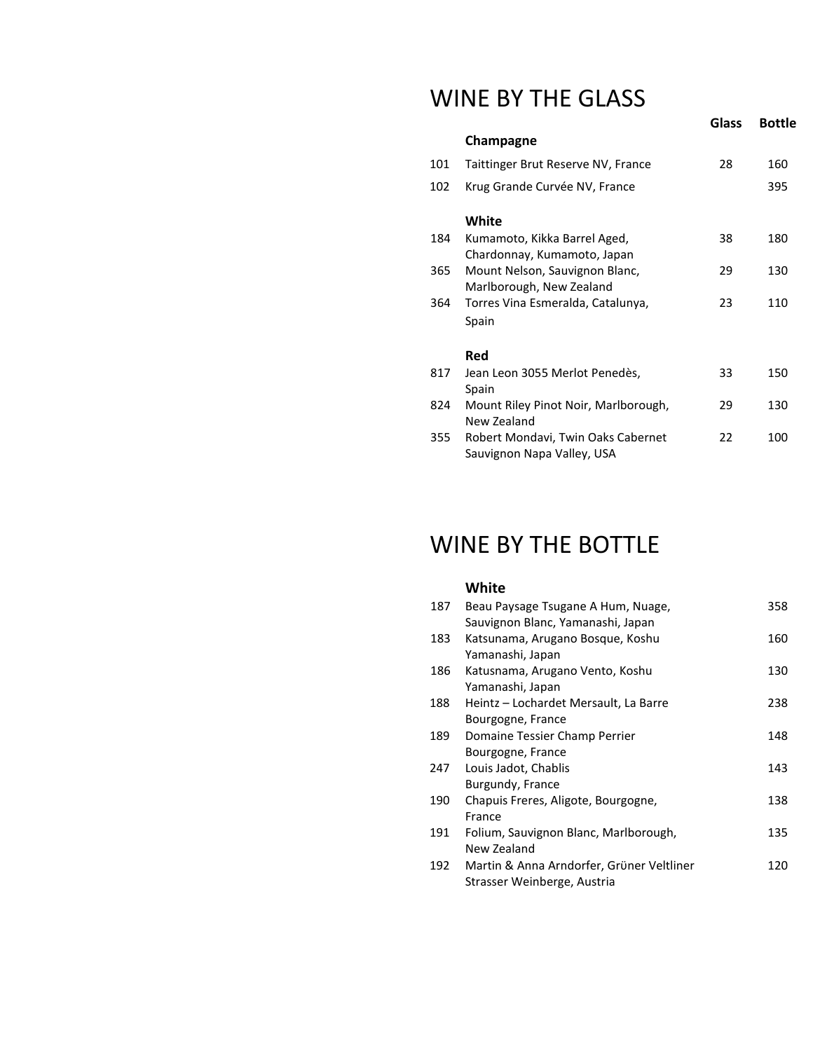# WINE BY THE GLASS

| | | Glass | Bottle |
|---|---|---|---|
| | **Champagne** | | |
| 101 | Taittinger Brut Reserve NV, France | 28 | 160 |
| 102 | Krug Grande Curvée NV, France | | 395 |
| | **White** | | |
| 184 | Kumamoto, Kikka Barrel Aged, Chardonnay, Kumamoto, Japan | 38 | 180 |
| 365 | Mount Nelson, Sauvignon Blanc, Marlborough, New Zealand | 29 | 130 |
| 364 | Torres Vina Esmeralda, Catalunya, Spain | 23 | 110 |
| | **Red** | | |
| 817 | Jean Leon 3055 Merlot Penedès, Spain | 33 | 150 |
| 824 | Mount Riley Pinot Noir, Marlborough, New Zealand | 29 | 130 |
| 355 | Robert Mondavi, Twin Oaks Cabernet Sauvignon Napa Valley, USA | 22 | 100 |

# WINE BY THE BOTTLE

| | | |
|---|---|---|
| | **White** | |
| 187 | Beau Paysage Tsugane A Hum, Nuage, Sauvignon Blanc, Yamanashi, Japan | 358 |
| 183 | Katsunama, Arugano Bosque, Koshu Yamanashi, Japan | 160 |
| 186 | Katusnama, Arugano Vento, Koshu Yamanashi, Japan | 130 |
| 188 | Heintz – Lochardet Mersault, La Barre Bourgogne, France | 238 |
| 189 | Domaine Tessier Champ Perrier Bourgogne, France | 148 |
| 247 | Louis Jadot, Chablis Burgundy, France | 143 |
| 190 | Chapuis Freres, Aligote, Bourgogne, France | 138 |
| 191 | Folium, Sauvignon Blanc, Marlborough, New Zealand | 135 |
| 192 | Martin & Anna Arndorfer, Grüner Veltliner Strasser Weinberge, Austria | 120 |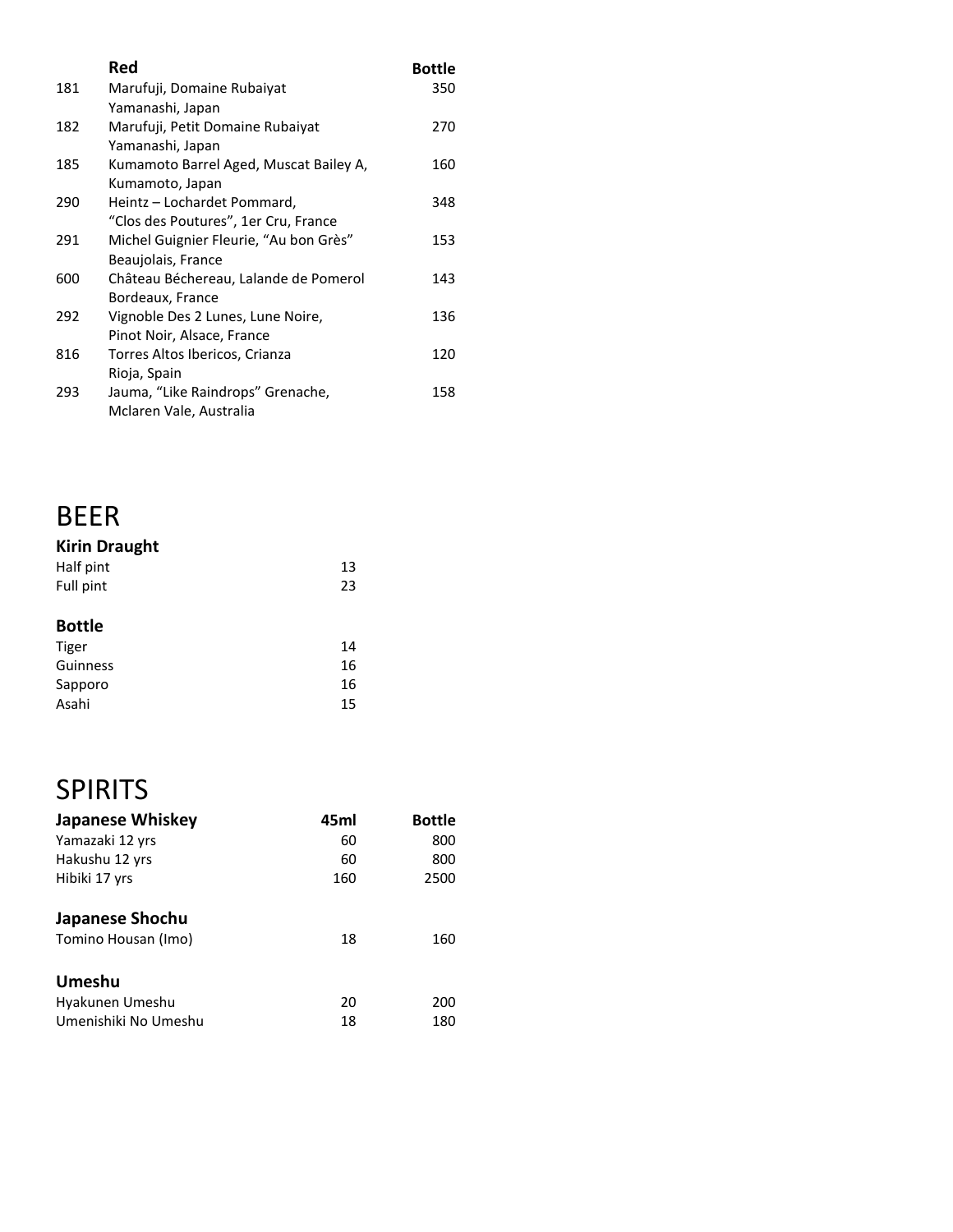| | Red | Bottle |
|---|---|---|
| 181 | Marufuji, Domaine Rubaiyat<br>Yamanashi, Japan | 350 |
| 182 | Marufuji, Petit Domaine Rubaiyat<br>Yamanashi, Japan | 270 |
| 185 | Kumamoto Barrel Aged, Muscat Bailey A,<br>Kumamoto, Japan | 160 |
| 290 | Heintz – Lochardet Pommard,<br>“Clos des Poutures”, 1er Cru, France | 348 |
| 291 | Michel Guignier Fleurie, “Au bon Grès”<br>Beaujolais, France | 153 |
| 600 | Château Béchereau, Lalande de Pomerol<br>Bordeaux, France | 143 |
| 292 | Vignoble Des 2 Lunes, Lune Noire,<br>Pinot Noir, Alsace, France | 136 |
| 816 | Torres Altos Ibericos, Crianza<br>Rioja, Spain | 120 |
| 293 | Jauma, “Like Raindrops” Grenache,<br>Mclaren Vale, Australia | 158 |

# BEER

**Kirin Draught**

| | |
|---|---|
| Half pint | 13 |
| Full pint | 23 |

**Bottle**

| | |
|---|---|
| Tiger | 14 |
| Guinness | 16 |
| Sapporo | 16 |
| Asahi | 15 |

# SPIRITS

| Japanese Whiskey | 45ml | Bottle |
|---|---|---|
| Yamazaki 12 yrs | 60 | 800 |
| Hakushu 12 yrs | 60 | 800 |
| Hibiki 17 yrs | 160 | 2500 |
| **Japanese Shochu** | | |
| Tomino Housan (Imo) | 18 | 160 |
| **Umeshu** | | |
| Hyakunen Umeshu | 20 | 200 |
| Umenishiki No Umeshu | 18 | 180 |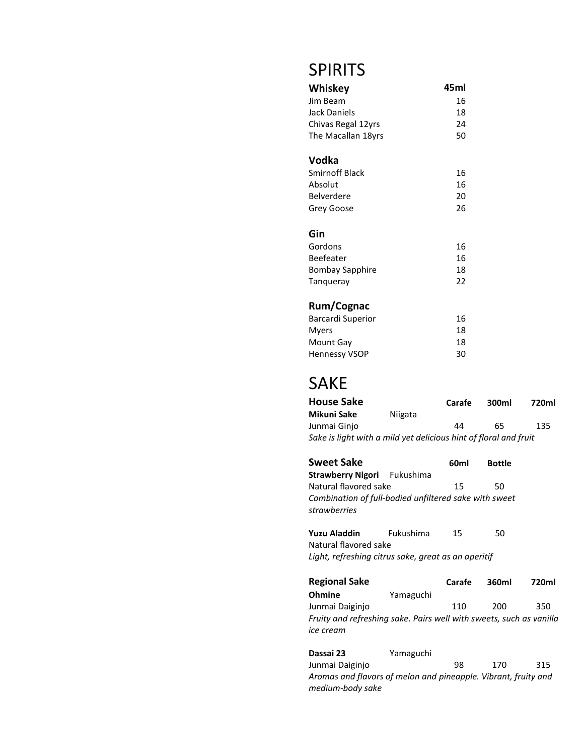# SPIRITS

| Whiskey | 45ml |
|---|---|
| Jim Beam | 16 |
| Jack Daniels | 18 |
| Chivas Regal 12yrs | 24 |
| The Macallan 18yrs | 50 |

| Vodka | |
|---|---|
| Smirnoff Black | 16 |
| Absolut | 16 |
| Belverdere | 20 |
| Grey Goose | 26 |

| Gin | |
|---|---|
| Gordons | 16 |
| Beefeater | 16 |
| Bombay Sapphire | 18 |
| Tanqueray | 22 |

| Rum/Cognac | |
|---|---|
| Barcardi Superior | 16 |
| Myers | 18 |
| Mount Gay | 18 |
| Hennessy VSOP | 30 |

# SAKE

| House Sake | | Carafe | 300ml | 720ml |
|---|---|---|---|---|
| **Mikuni Sake** | Niigata | | | |
| Junmai Ginjo | | 44 | 65 | 135 |

*Sake is light with a mild yet delicious hint of floral and fruit*

| Sweet Sake | | 60ml | Bottle |
|---|---|---|---|
| **Strawberry Nigori** | Fukushima | | |
| Natural flavored sake | | 15 | 50 |

*Combination of full-bodied unfiltered sake with sweet strawberries*

| | | | |
|---|---|---|---|
| **Yuzu Aladdin** | Fukushima | 15 | 50 |
| Natural flavored sake | | | |

*Light, refreshing citrus sake, great as an aperitif*

| Regional Sake | | Carafe | 360ml | 720ml |
|---|---|---|---|---|
| **Ohmine** | Yamaguchi | | | |
| Junmai Daiginjo | | 110 | 200 | 350 |

*Fruity and refreshing sake. Pairs well with sweets, such as vanilla ice cream*

| | | | | |
|---|---|---|---|---|
| **Dassai 23** | Yamaguchi | | | |
| Junmai Daiginjo | | 98 | 170 | 315 |

*Aromas and flavors of melon and pineapple. Vibrant, fruity and medium-body sake*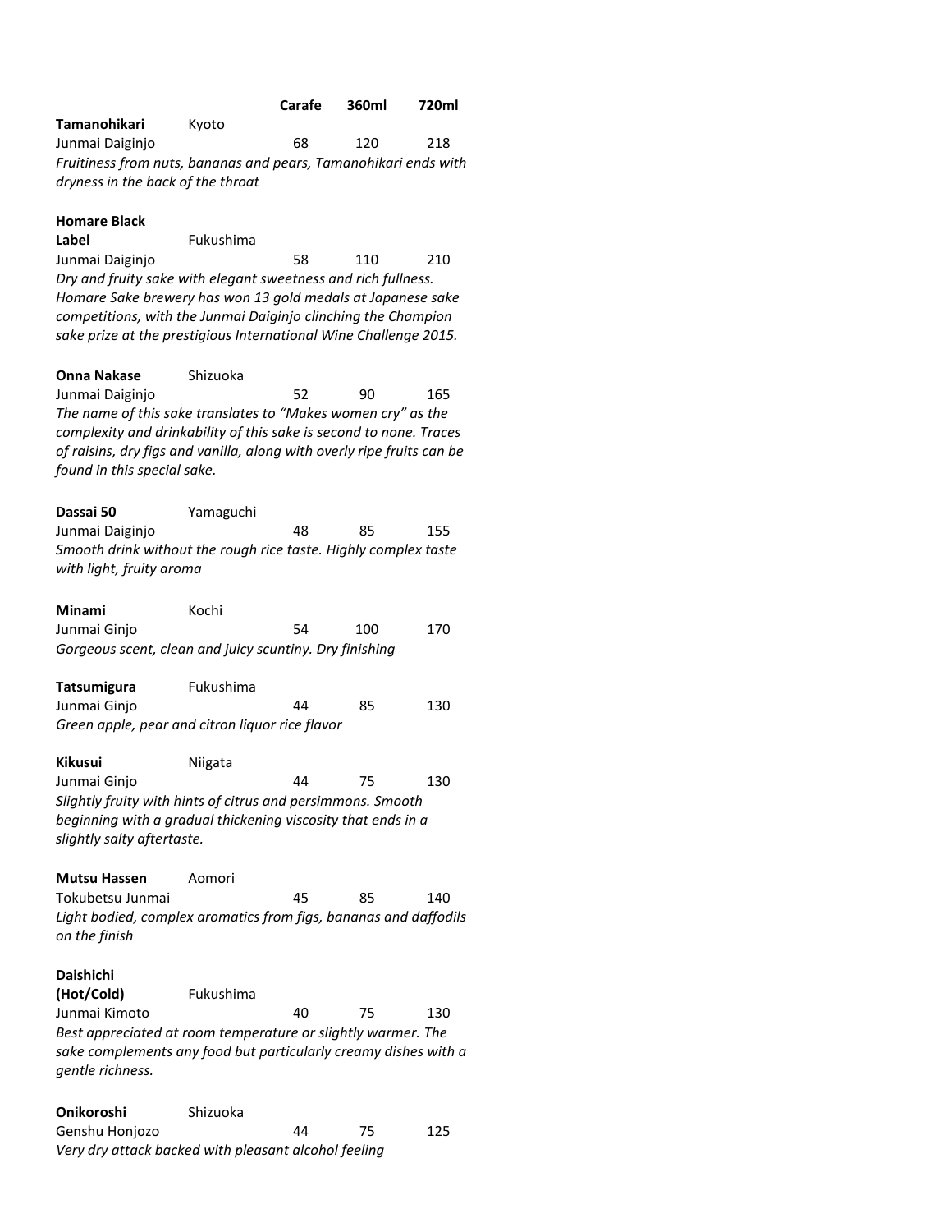| | | Carafe | 360ml | 720ml |
|---|---|---|---|---|
| **Tamanohikari** | Kyoto | | | |
| Junmai Daiginjo | | 68 | 120 | 218 |

*Fruitiness from nuts, bananas and pears, Tamanohikari ends with dryness in the back of the throat*

| | | Carafe | 360ml | 720ml |
|---|---|---|---|---|
| **Homare Black Label** | Fukushima | | | |
| Junmai Daiginjo | | 58 | 110 | 210 |

*Dry and fruity sake with elegant sweetness and rich fullness. Homare Sake brewery has won 13 gold medals at Japanese sake competitions, with the Junmai Daiginjo clinching the Champion sake prize at the prestigious International Wine Challenge 2015.*

| | | Carafe | 360ml | 720ml |
|---|---|---|---|---|
| **Onna Nakase** | Shizuoka | | | |
| Junmai Daiginjo | | 52 | 90 | 165 |

*The name of this sake translates to "Makes women cry" as the complexity and drinkability of this sake is second to none. Traces of raisins, dry figs and vanilla, along with overly ripe fruits can be found in this special sake.*

| | | Carafe | 360ml | 720ml |
|---|---|---|---|---|
| **Dassai 50** | Yamaguchi | | | |
| Junmai Daiginjo | | 48 | 85 | 155 |

*Smooth drink without the rough rice taste. Highly complex taste with light, fruity aroma*

| | | Carafe | 360ml | 720ml |
|---|---|---|---|---|
| **Minami** | Kochi | | | |
| Junmai Ginjo | | 54 | 100 | 170 |

*Gorgeous scent, clean and juicy scuntiny. Dry finishing*

| | | Carafe | 360ml | 720ml |
|---|---|---|---|---|
| **Tatsumigura** | Fukushima | | | |
| Junmai Ginjo | | 44 | 85 | 130 |

*Green apple, pear and citron liquor rice flavor*

| | | Carafe | 360ml | 720ml |
|---|---|---|---|---|
| **Kikusui** | Niigata | | | |
| Junmai Ginjo | | 44 | 75 | 130 |

*Slightly fruity with hints of citrus and persimmons. Smooth beginning with a gradual thickening viscosity that ends in a slightly salty aftertaste.*

| | | Carafe | 360ml | 720ml |
|---|---|---|---|---|
| **Mutsu Hassen** | Aomori | | | |
| Tokubetsu Junmai | | 45 | 85 | 140 |

*Light bodied, complex aromatics from figs, bananas and daffodils on the finish*

| | | Carafe | 360ml | 720ml |
|---|---|---|---|---|
| **Daishichi (Hot/Cold)** | Fukushima | | | |
| Junmai Kimoto | | 40 | 75 | 130 |

*Best appreciated at room temperature or slightly warmer. The sake complements any food but particularly creamy dishes with a gentle richness.*

| | | Carafe | 360ml | 720ml |
|---|---|---|---|---|
| **Onikoroshi** | Shizuoka | | | |
| Genshu Honjozo | | 44 | 75 | 125 |

*Very dry attack backed with pleasant alcohol feeling*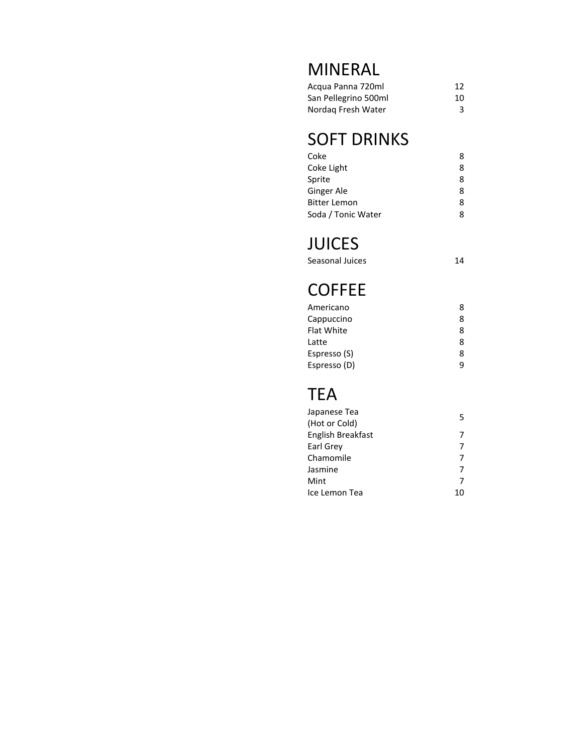# MINERAL

| | |
|---|---|
| Acqua Panna 720ml | 12 |
| San Pellegrino 500ml | 10 |
| Nordaq Fresh Water | 3 |

# SOFT DRINKS

| | |
|---|---|
| Coke | 8 |
| Coke Light | 8 |
| Sprite | 8 |
| Ginger Ale | 8 |
| Bitter Lemon | 8 |
| Soda / Tonic Water | 8 |

# JUICES

| | |
|---|---|
| Seasonal Juices | 14 |

# COFFEE

| | |
|---|---|
| Americano | 8 |
| Cappuccino | 8 |
| Flat White | 8 |
| Latte | 8 |
| Espresso (S) | 8 |
| Espresso (D) | 9 |

# TEA

| | |
|---|---|
| Japanese Tea (Hot or Cold) | 5 |
| English Breakfast | 7 |
| Earl Grey | 7 |
| Chamomile | 7 |
| Jasmine | 7 |
| Mint | 7 |
| Ice Lemon Tea | 10 |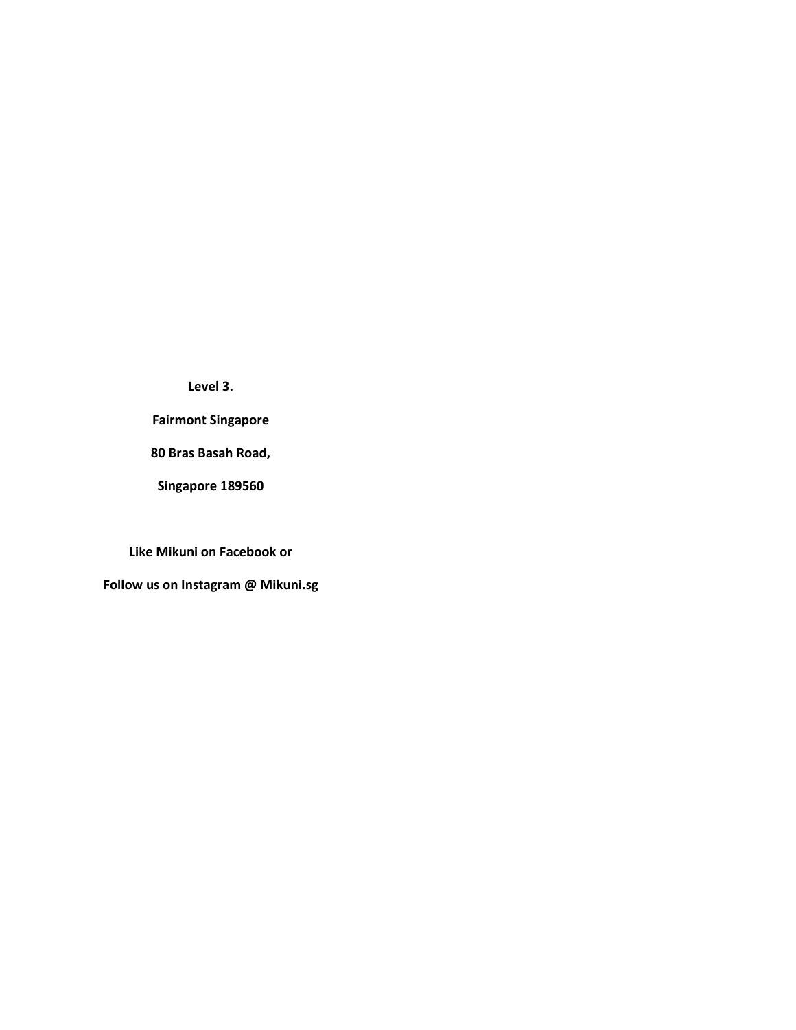**Level 3.**

**Fairmont Singapore**

**80 Bras Basah Road,**

**Singapore 189560**

**Like Mikuni on Facebook or**

**Follow us on Instagram @ Mikuni.sg**